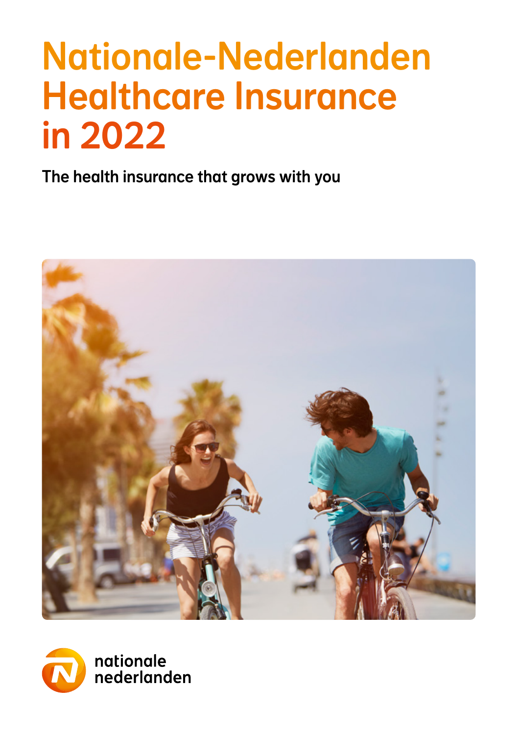# Nationale-Nederlanden Healthcare Insurance in 2022

**The health insurance that grows with you**

nationale nederlanden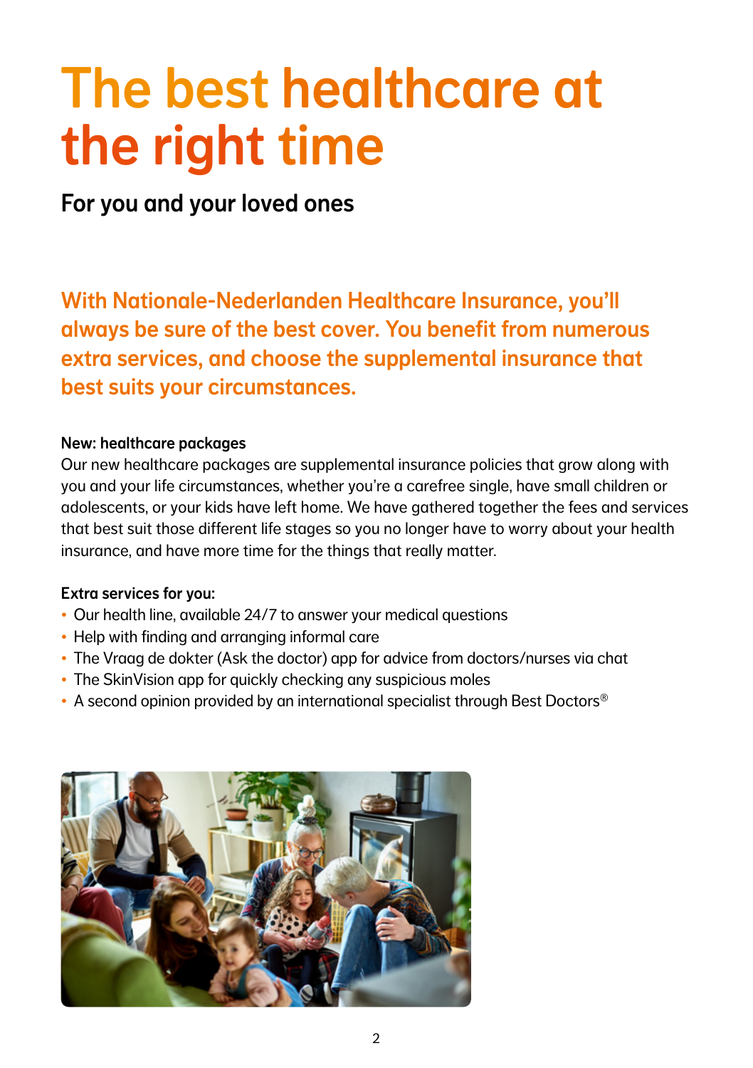# The best healthcare at the right time

## For you and your loved ones

**With Nationale-Nederlanden Healthcare Insurance, you'll always be sure of the best cover. You benefit from numerous extra services, and choose the supplemental insurance that best suits your circumstances.**

**New: healthcare packages**

Our new healthcare packages are supplemental insurance policies that grow along with you and your life circumstances, whether you're a carefree single, have small children or adolescents, or your kids have left home. We have gathered together the fees and services that best suit those different life stages so you no longer have to worry about your health insurance, and have more time for the things that really matter.

**Extra services for you:**

- Our health line, available 24/7 to answer your medical questions
- Help with finding and arranging informal care
- The Vraag de dokter (Ask the doctor) app for advice from doctors/nurses via chat
- The SkinVision app for quickly checking any suspicious moles
- A second opinion provided by an international specialist through Best Doctors®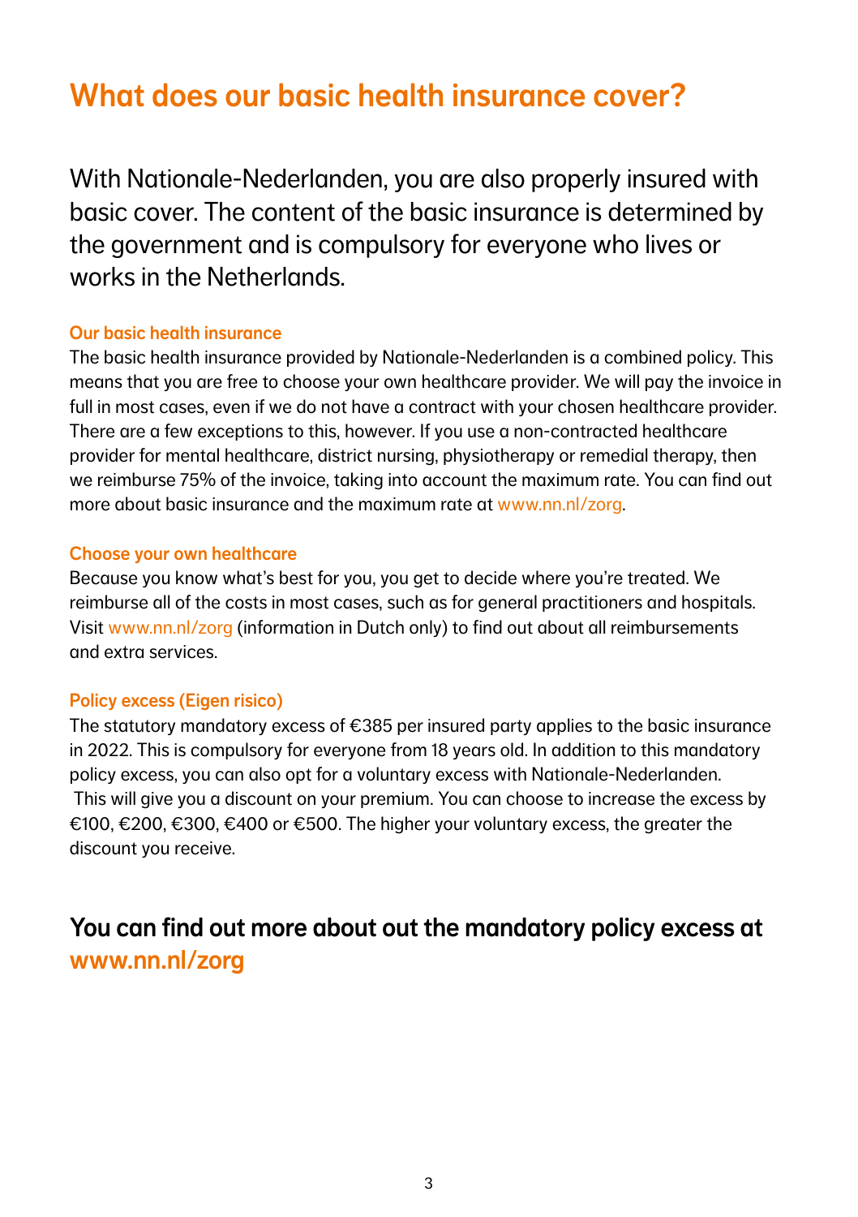# What does our basic health insurance cover?

With Nationale-Nederlanden, you are also properly insured with basic cover. The content of the basic insurance is determined by the government and is compulsory for everyone who lives or works in the Netherlands.

### Our basic health insurance

The basic health insurance provided by Nationale-Nederlanden is a combined policy. This means that you are free to choose your own healthcare provider. We will pay the invoice in full in most cases, even if we do not have a contract with your chosen healthcare provider. There are a few exceptions to this, however. If you use a non-contracted healthcare provider for mental healthcare, district nursing, physiotherapy or remedial therapy, then we reimburse 75% of the invoice, taking into account the maximum rate. You can find out more about basic insurance and the maximum rate at www.nn.nl/zorg.

### Choose your own healthcare

Because you know what's best for you, you get to decide where you're treated. We reimburse all of the costs in most cases, such as for general practitioners and hospitals. Visit www.nn.nl/zorg (information in Dutch only) to find out about all reimbursements and extra services.

### Policy excess (Eigen risico)

The statutory mandatory excess of €385 per insured party applies to the basic insurance in 2022. This is compulsory for everyone from 18 years old. In addition to this mandatory policy excess, you can also opt for a voluntary excess with Nationale-Nederlanden. This will give you a discount on your premium. You can choose to increase the excess by €100, €200, €300, €400 or €500. The higher your voluntary excess, the greater the discount you receive.

## You can find out more about out the mandatory policy excess at www.nn.nl/zorg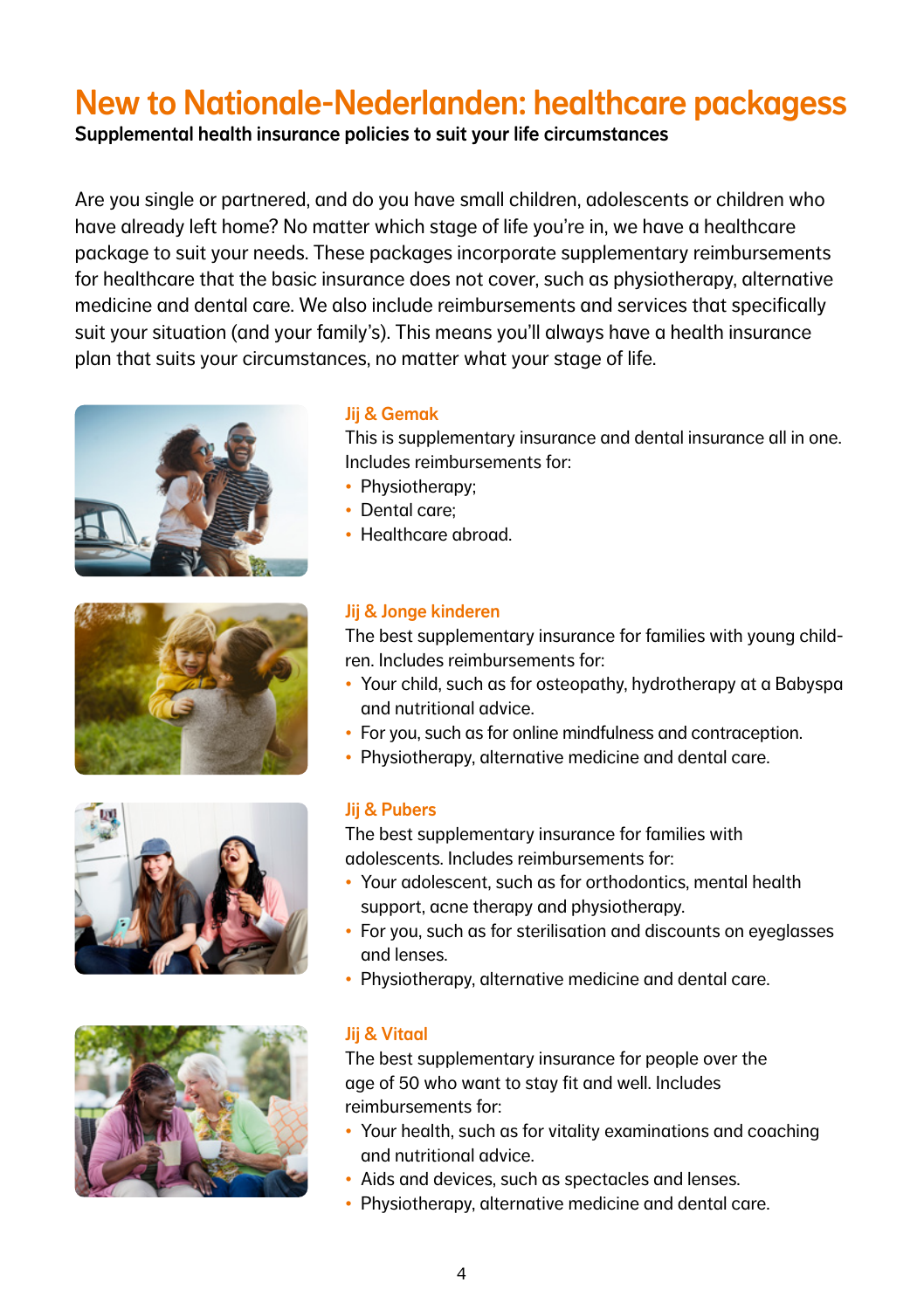# New to Nationale-Nederlanden: healthcare packagess

**Supplemental health insurance policies to suit your life circumstances**

Are you single or partnered, and do you have small children, adolescents or children who have already left home? No matter which stage of life you're in, we have a healthcare package to suit your needs. These packages incorporate supplementary reimbursements for healthcare that the basic insurance does not cover, such as physiotherapy, alternative medicine and dental care. We also include reimbursements and services that specifically suit your situation (and your family's). This means you'll always have a health insurance plan that suits your circumstances, no matter what your stage of life.

### Jij & Gemak

This is supplementary insurance and dental insurance all in one. Includes reimbursements for:

- Physiotherapy;
- Dental care;
- Healthcare abroad.

### Jij & Jonge kinderen

The best supplementary insurance for families with young children. Includes reimbursements for:

- Your child, such as for osteopathy, hydrotherapy at a Babyspa and nutritional advice.
- For you, such as for online mindfulness and contraception.
- Physiotherapy, alternative medicine and dental care.

### Jij & Pubers

The best supplementary insurance for families with adolescents. Includes reimbursements for:

- Your adolescent, such as for orthodontics, mental health support, acne therapy and physiotherapy.
- For you, such as for sterilisation and discounts on eyeglasses and lenses.
- Physiotherapy, alternative medicine and dental care.

### Jij & Vitaal

The best supplementary insurance for people over the age of 50 who want to stay fit and well. Includes reimbursements for:

- Your health, such as for vitality examinations and coaching and nutritional advice.
- Aids and devices, such as spectacles and lenses.
- Physiotherapy, alternative medicine and dental care.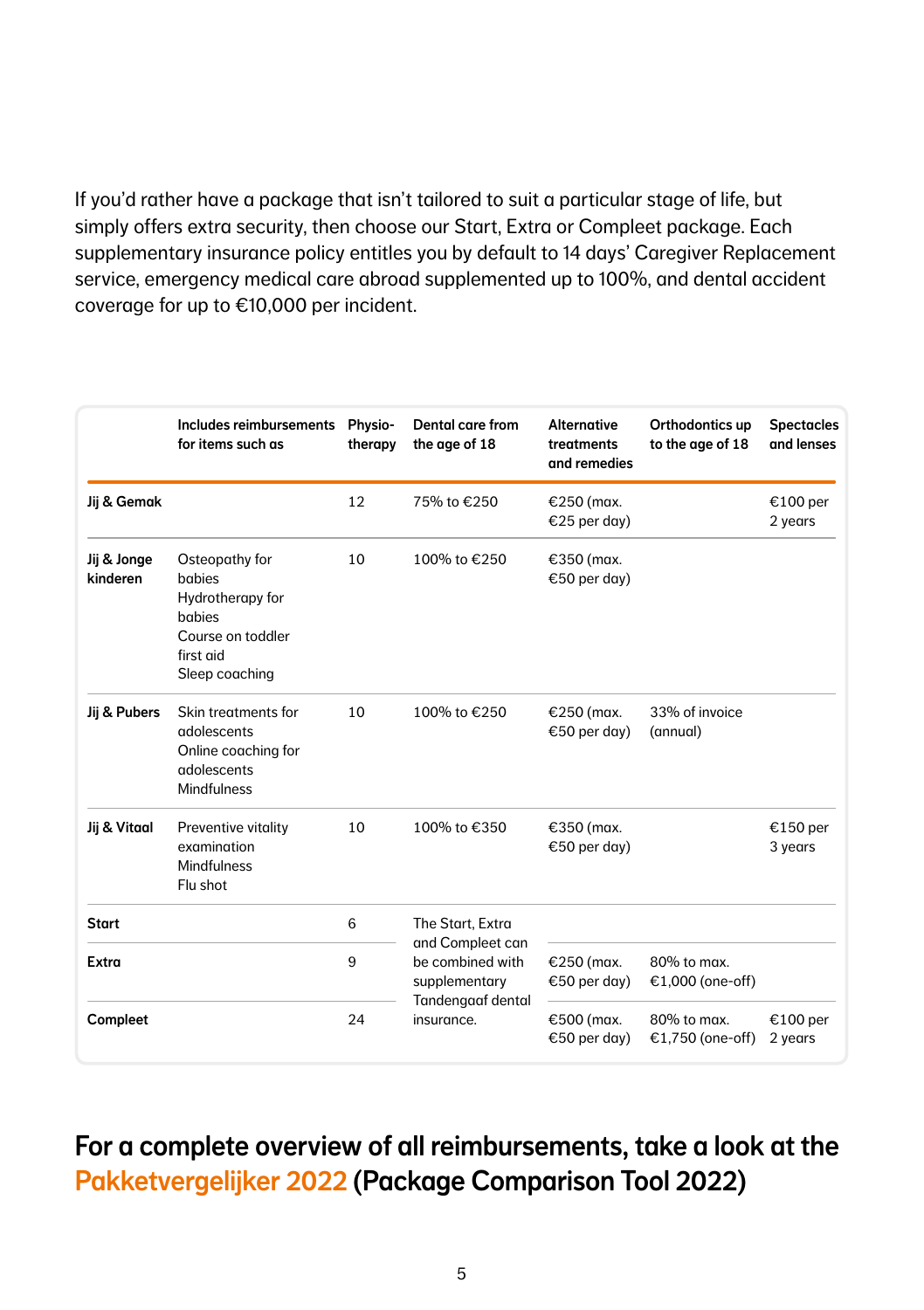If you'd rather have a package that isn't tailored to suit a particular stage of life, but simply offers extra security, then choose our Start, Extra or Compleet package. Each supplementary insurance policy entitles you by default to 14 days' Caregiver Replacement service, emergency medical care abroad supplemented up to 100%, and dental accident coverage for up to €10,000 per incident.

| | Includes reimbursements for items such as | Physio-therapy | Dental care from the age of 18 | Alternative treatments and remedies | Orthodontics up to the age of 18 | Spectacles and lenses |
|---|---|---|---|---|---|---|
| **Jij & Gemak** | | 12 | 75% to €250 | €250 (max. €25 per day) | | €100 per 2 years |
| **Jij & Jonge kinderen** | Osteopathy for babies<br>Hydrotherapy for babies<br>Course on toddler first aid<br>Sleep coaching | 10 | 100% to €250 | €350 (max. €50 per day) | | |
| **Jij & Pubers** | Skin treatments for adolescents<br>Online coaching for adolescents<br>Mindfulness | 10 | 100% to €250 | €250 (max. €50 per day) | 33% of invoice (annual) | |
| **Jij & Vitaal** | Preventive vitality examination<br>Mindfulness<br>Flu shot | 10 | 100% to €350 | €350 (max. €50 per day) | | €150 per 3 years |
| **Start** | | 6 | The Start, Extra and Compleet can be combined with supplementary Tandengaaf dental insurance. | | | |
| **Extra** | | 9 | | €250 (max. €50 per day) | 80% to max. €1,000 (one-off) | |
| **Compleet** | | 24 | | €500 (max. €50 per day) | 80% to max. €1,750 (one-off) | €100 per 2 years |

## For a complete overview of all reimbursements, take a look at the Pakketvergelijker 2022 (Package Comparison Tool 2022)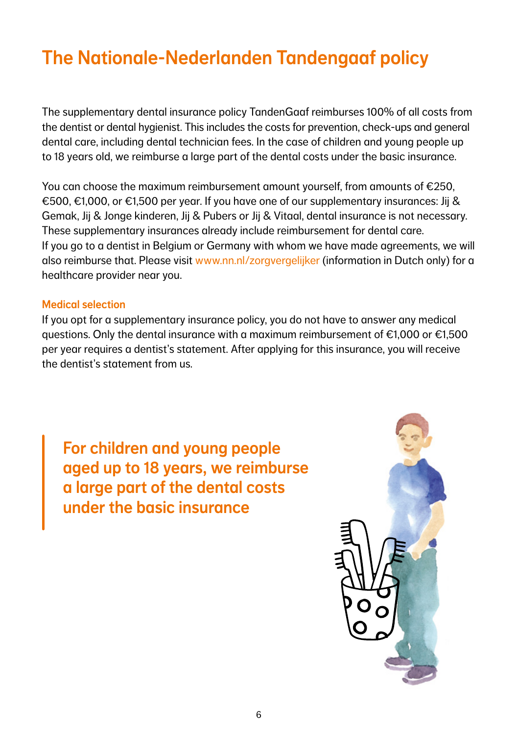# The Nationale-Nederlanden Tandengaaf policy

The supplementary dental insurance policy TandenGaaf reimburses 100% of all costs from the dentist or dental hygienist. This includes the costs for prevention, check-ups and general dental care, including dental technician fees. In the case of children and young people up to 18 years old, we reimburse a large part of the dental costs under the basic insurance.

You can choose the maximum reimbursement amount yourself, from amounts of €250, €500, €1,000, or €1,500 per year. If you have one of our supplementary insurances: Jij & Gemak, Jij & Jonge kinderen, Jij & Pubers or Jij & Vitaal, dental insurance is not necessary. These supplementary insurances already include reimbursement for dental care.
If you go to a dentist in Belgium or Germany with whom we have made agreements, we will also reimburse that. Please visit www.nn.nl/zorgvergelijker (information in Dutch only) for a healthcare provider near you.

### Medical selection

If you opt for a supplementary insurance policy, you do not have to answer any medical questions. Only the dental insurance with a maximum reimbursement of €1,000 or €1,500 per year requires a dentist's statement. After applying for this insurance, you will receive the dentist's statement from us.

> **For children and young people aged up to 18 years, we reimburse a large part of the dental costs under the basic insurance**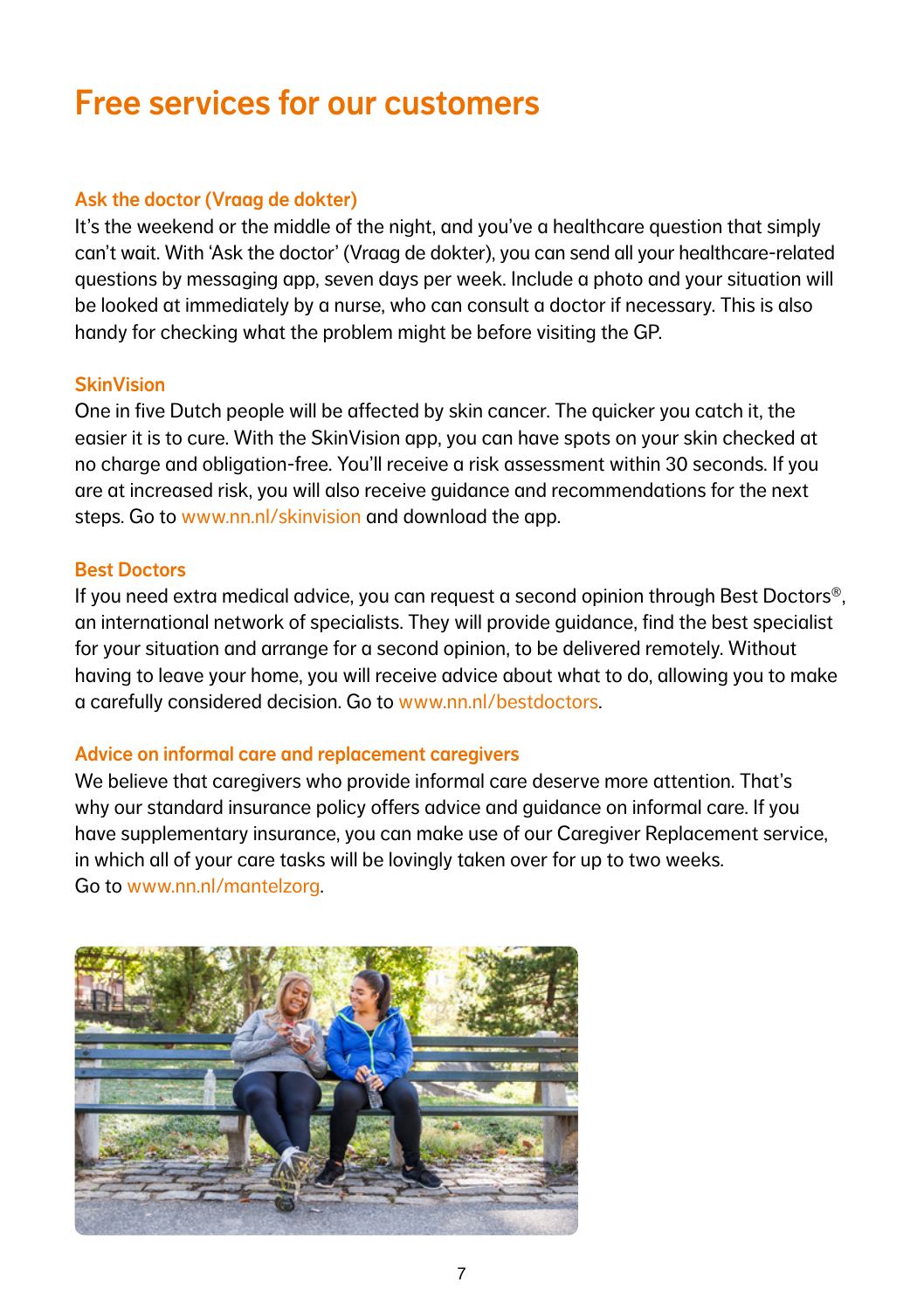# Free services for our customers

### Ask the doctor (Vraag de dokter)

It's the weekend or the middle of the night, and you've a healthcare question that simply can't wait. With 'Ask the doctor' (Vraag de dokter), you can send all your healthcare-related questions by messaging app, seven days per week. Include a photo and your situation will be looked at immediately by a nurse, who can consult a doctor if necessary. This is also handy for checking what the problem might be before visiting the GP.

### SkinVision

One in five Dutch people will be affected by skin cancer. The quicker you catch it, the easier it is to cure. With the SkinVision app, you can have spots on your skin checked at no charge and obligation-free. You'll receive a risk assessment within 30 seconds. If you are at increased risk, you will also receive guidance and recommendations for the next steps. Go to www.nn.nl/skinvision and download the app.

### Best Doctors

If you need extra medical advice, you can request a second opinion through Best Doctors®, an international network of specialists. They will provide guidance, find the best specialist for your situation and arrange for a second opinion, to be delivered remotely. Without having to leave your home, you will receive advice about what to do, allowing you to make a carefully considered decision. Go to www.nn.nl/bestdoctors.

### Advice on informal care and replacement caregivers

We believe that caregivers who provide informal care deserve more attention. That's why our standard insurance policy offers advice and guidance on informal care. If you have supplementary insurance, you can make use of our Caregiver Replacement service, in which all of your care tasks will be lovingly taken over for up to two weeks.
Go to www.nn.nl/mantelzorg.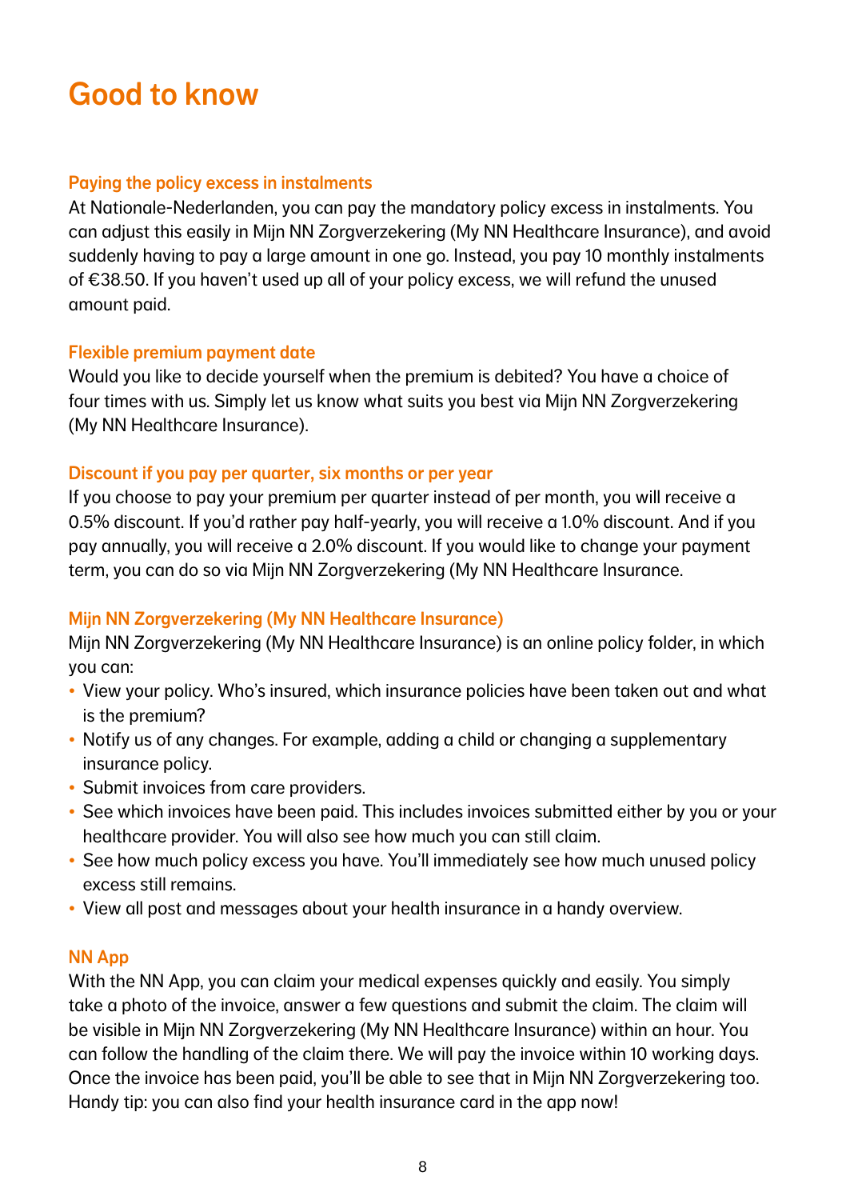# Good to know

### Paying the policy excess in instalments

At Nationale-Nederlanden, you can pay the mandatory policy excess in instalments. You can adjust this easily in Mijn NN Zorgverzekering (My NN Healthcare Insurance), and avoid suddenly having to pay a large amount in one go. Instead, you pay 10 monthly instalments of €38.50. If you haven't used up all of your policy excess, we will refund the unused amount paid.

### Flexible premium payment date

Would you like to decide yourself when the premium is debited? You have a choice of four times with us. Simply let us know what suits you best via Mijn NN Zorgverzekering (My NN Healthcare Insurance).

### Discount if you pay per quarter, six months or per year

If you choose to pay your premium per quarter instead of per month, you will receive a 0.5% discount. If you'd rather pay half-yearly, you will receive a 1.0% discount. And if you pay annually, you will receive a 2.0% discount. If you would like to change your payment term, you can do so via Mijn NN Zorgverzekering (My NN Healthcare Insurance.

### Mijn NN Zorgverzekering (My NN Healthcare Insurance)

Mijn NN Zorgverzekering (My NN Healthcare Insurance) is an online policy folder, in which you can:

- View your policy. Who's insured, which insurance policies have been taken out and what is the premium?
- Notify us of any changes. For example, adding a child or changing a supplementary insurance policy.
- Submit invoices from care providers.
- See which invoices have been paid. This includes invoices submitted either by you or your healthcare provider. You will also see how much you can still claim.
- See how much policy excess you have. You'll immediately see how much unused policy excess still remains.
- View all post and messages about your health insurance in a handy overview.

### NN App

With the NN App, you can claim your medical expenses quickly and easily. You simply take a photo of the invoice, answer a few questions and submit the claim. The claim will be visible in Mijn NN Zorgverzekering (My NN Healthcare Insurance) within an hour. You can follow the handling of the claim there. We will pay the invoice within 10 working days. Once the invoice has been paid, you'll be able to see that in Mijn NN Zorgverzekering too. Handy tip: you can also find your health insurance card in the app now!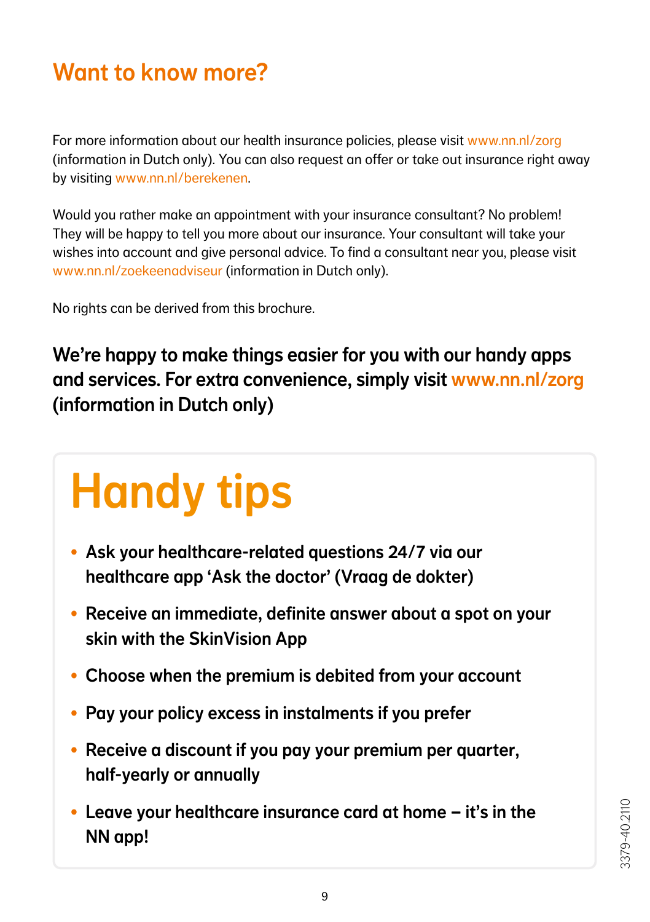# Want to know more?

For more information about our health insurance policies, please visit www.nn.nl/zorg (information in Dutch only). You can also request an offer or take out insurance right away by visiting www.nn.nl/berekenen.

Would you rather make an appointment with your insurance consultant? No problem! They will be happy to tell you more about our insurance. Your consultant will take your wishes into account and give personal advice. To find a consultant near you, please visit www.nn.nl/zoekeenadviseur (information in Dutch only).

No rights can be derived from this brochure.

**We're happy to make things easier for you with our handy apps and services. For extra convenience, simply visit www.nn.nl/zorg (information in Dutch only)**

# Handy tips

- **Ask your healthcare-related questions 24/7 via our healthcare app 'Ask the doctor' (Vraag de dokter)**
- **Receive an immediate, definite answer about a spot on your skin with the SkinVision App**
- **Choose when the premium is debited from your account**
- **Pay your policy excess in instalments if you prefer**
- **Receive a discount if you pay your premium per quarter, half-yearly or annually**
- **Leave your healthcare insurance card at home – it's in the NN app!**

3379-40.2110